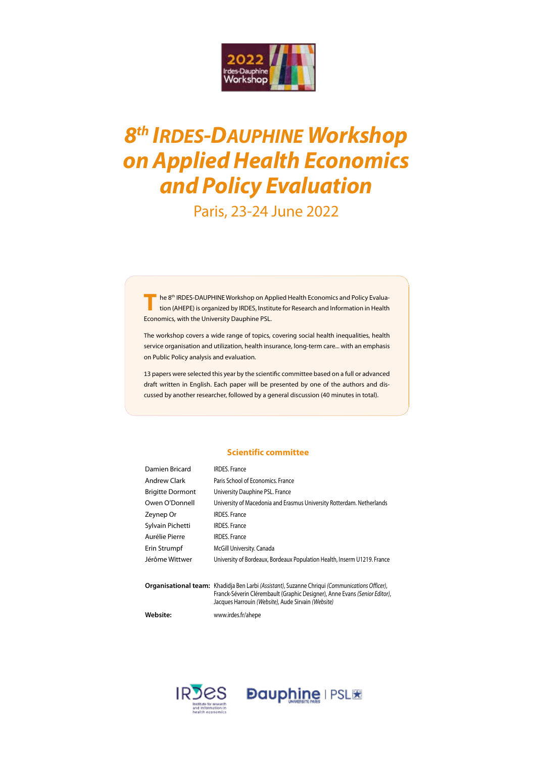# 8th IRDES-DAUPHINE Workshop on Applied Health Economics and Policy Evaluation

Paris, 23-24 June 2022

The 8th IRDES-DAUPHINE Workshop on Applied Health Economics and Policy Evaluation (AHEPE) is organized by IRDES, Institute for Research and Information in Health Economics, with the University Dauphine PSL.

The workshop covers a wide range of topics, covering social health inequalities, health service organisation and utilization, health insurance, long-term care... with an emphasis on Public Policy analysis and evaluation.

13 papers were selected this year by the scientific committee based on a full or advanced draft written in English. Each paper will be presented by one of the authors and discussed by another researcher, followed by a general discussion (40 minutes in total).

## Scientific committee

| | |
|---|---|
| Damien Bricard | IRDES. France |
| Andrew Clark | Paris School of Economics. France |
| Brigitte Dormont | University Dauphine PSL. France |
| Owen O'Donnell | University of Macedonia and Erasmus University Rotterdam. Netherlands |
| Zeynep Or | IRDES. France |
| Sylvain Pichetti | IRDES. France |
| Aurélie Pierre | IRDES. France |
| Erin Strumpf | McGill University. Canada |
| Jérôme Wittwer | University of Bordeaux, Bordeaux Population Health, Inserm U1219. France |

**Organisational team:** Khadidja Ben Larbi *(Assistant)*, Suzanne Chriqui *(Communications Officer)*, Franck-Séverin Clérembault (Graphic Designer), Anne Evans *(Senior Editor)*, Jacques Harrouin *(Website)*, Aude Sirvain *(Website)*

**Website:** www.irdes.fr/ahepe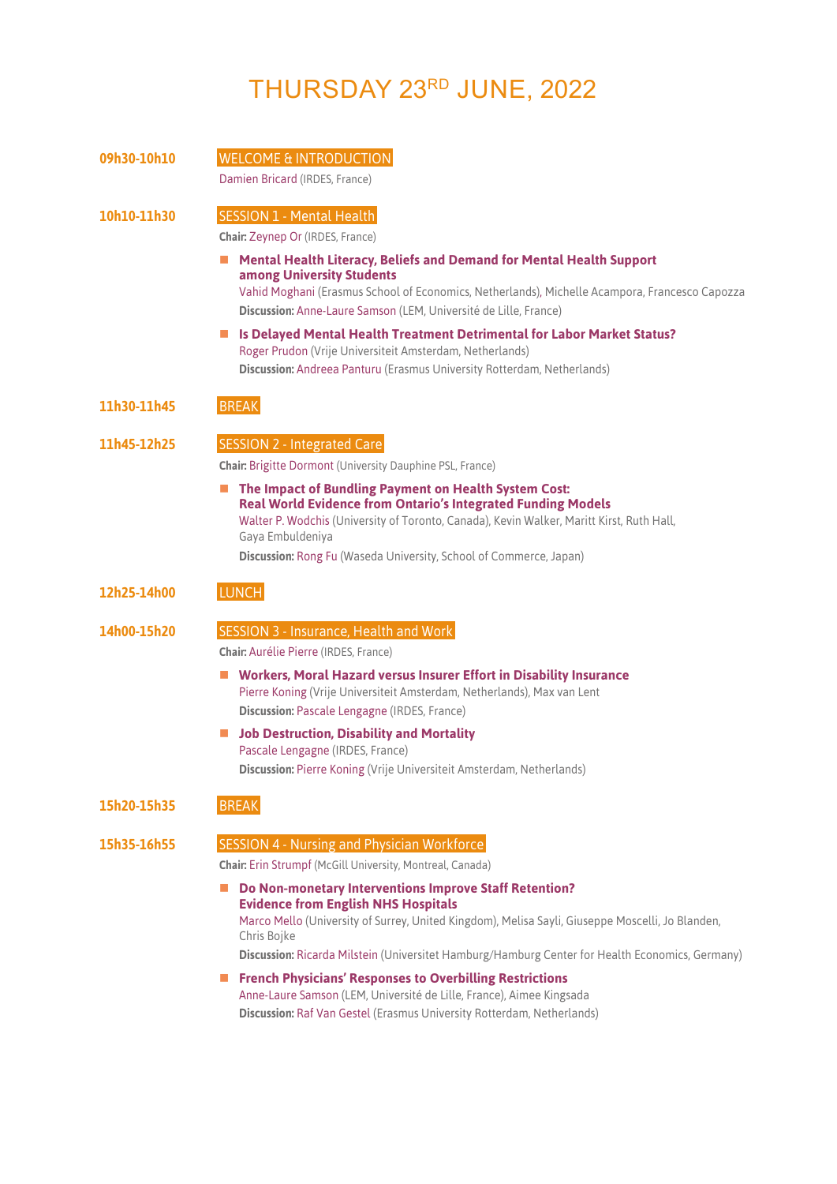# THURSDAY 23RD JUNE, 2022

**09h30-10h10** WELCOME & INTRODUCTION

Damien Bricard (IRDES, France)

**10h10-11h30** SESSION 1 - Mental Health

**Chair:** Zeynep Or (IRDES, France)

- **Mental Health Literacy, Beliefs and Demand for Mental Health Support among University Students**
  Vahid Moghani (Erasmus School of Economics, Netherlands), Michelle Acampora, Francesco Capozza
  **Discussion:** Anne-Laure Samson (LEM, Université de Lille, France)

- **Is Delayed Mental Health Treatment Detrimental for Labor Market Status?**
  Roger Prudon (Vrije Universiteit Amsterdam, Netherlands)
  **Discussion:** Andreea Panturu (Erasmus University Rotterdam, Netherlands)

**11h30-11h45** BREAK

**11h45-12h25** SESSION 2 - Integrated Care

**Chair:** Brigitte Dormont (University Dauphine PSL, France)

- **The Impact of Bundling Payment on Health System Cost: Real World Evidence from Ontario's Integrated Funding Models**
  Walter P. Wodchis (University of Toronto, Canada), Kevin Walker, Maritt Kirst, Ruth Hall, Gaya Embuldeniya
  **Discussion:** Rong Fu (Waseda University, School of Commerce, Japan)

**12h25-14h00** LUNCH

**14h00-15h20** SESSION 3 - Insurance, Health and Work

**Chair:** Aurélie Pierre (IRDES, France)

- **Workers, Moral Hazard versus Insurer Effort in Disability Insurance**
  Pierre Koning (Vrije Universiteit Amsterdam, Netherlands), Max van Lent
  **Discussion:** Pascale Lengagne (IRDES, France)

- **Job Destruction, Disability and Mortality**
  Pascale Lengagne (IRDES, France)
  **Discussion:** Pierre Koning (Vrije Universiteit Amsterdam, Netherlands)

**15h20-15h35** BREAK

**15h35-16h55** SESSION 4 - Nursing and Physician Workforce

**Chair:** Erin Strumpf (McGill University, Montreal, Canada)

- **Do Non-monetary Interventions Improve Staff Retention? Evidence from English NHS Hospitals**
  Marco Mello (University of Surrey, United Kingdom), Melisa Sayli, Giuseppe Moscelli, Jo Blanden, Chris Bojke
  **Discussion:** Ricarda Milstein (Universitet Hamburg/Hamburg Center for Health Economics, Germany)

- **French Physicians' Responses to Overbilling Restrictions**
  Anne-Laure Samson (LEM, Université de Lille, France), Aimee Kingsada
  **Discussion:** Raf Van Gestel (Erasmus University Rotterdam, Netherlands)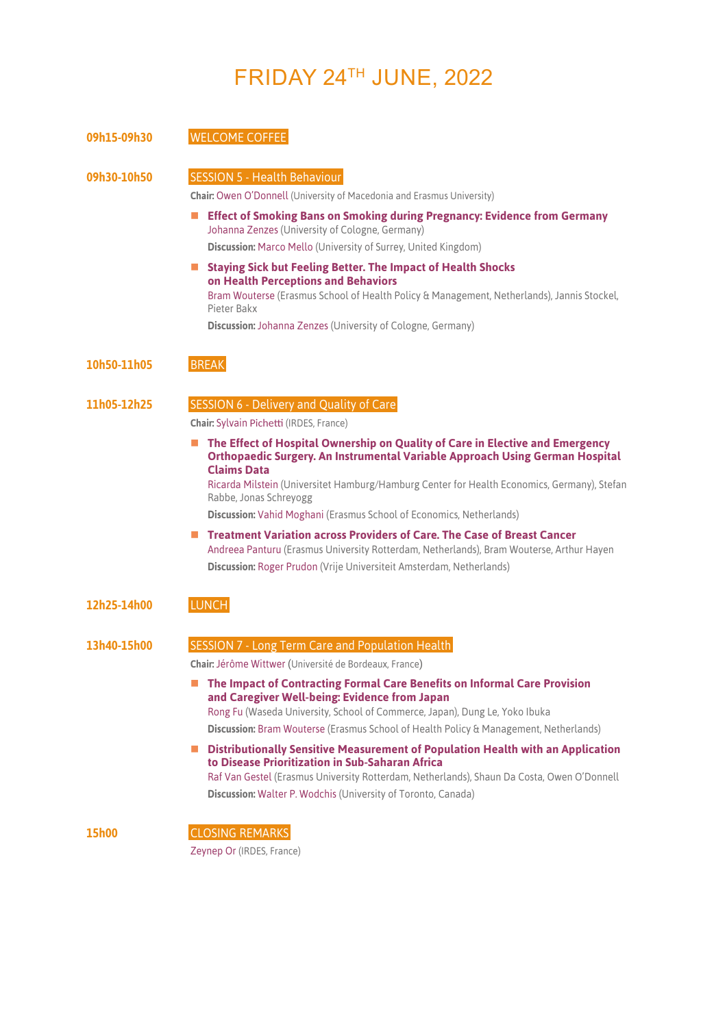# FRIDAY 24TH JUNE, 2022

**09h15-09h30** WELCOME COFFEE

**09h30-10h50** SESSION 5 - Health Behaviour

**Chair:** Owen O'Donnell (University of Macedonia and Erasmus University)

- **Effect of Smoking Bans on Smoking during Pregnancy: Evidence from Germany**
  Johanna Zenzes (University of Cologne, Germany)
  **Discussion:** Marco Mello (University of Surrey, United Kingdom)

- **Staying Sick but Feeling Better. The Impact of Health Shocks on Health Perceptions and Behaviors**
  Bram Wouterse (Erasmus School of Health Policy & Management, Netherlands), Jannis Stockel, Pieter Bakx
  **Discussion:** Johanna Zenzes (University of Cologne, Germany)

**10h50-11h05** BREAK

**11h05-12h25** SESSION 6 - Delivery and Quality of Care

**Chair:** Sylvain Pichetti (IRDES, France)

- **The Effect of Hospital Ownership on Quality of Care in Elective and Emergency Orthopaedic Surgery. An Instrumental Variable Approach Using German Hospital Claims Data**
  Ricarda Milstein (Universitet Hamburg/Hamburg Center for Health Economics, Germany), Stefan Rabbe, Jonas Schreyogg
  **Discussion:** Vahid Moghani (Erasmus School of Economics, Netherlands)

- **Treatment Variation across Providers of Care. The Case of Breast Cancer**
  Andreea Panturu (Erasmus University Rotterdam, Netherlands), Bram Wouterse, Arthur Hayen
  **Discussion:** Roger Prudon (Vrije Universiteit Amsterdam, Netherlands)

**12h25-14h00** LUNCH

**13h40-15h00** SESSION 7 - Long Term Care and Population Health

**Chair:** Jérôme Wittwer (Université de Bordeaux, France)

- **The Impact of Contracting Formal Care Benefits on Informal Care Provision and Caregiver Well-being: Evidence from Japan**
  Rong Fu (Waseda University, School of Commerce, Japan), Dung Le, Yoko Ibuka
  **Discussion:** Bram Wouterse (Erasmus School of Health Policy & Management, Netherlands)

- **Distributionally Sensitive Measurement of Population Health with an Application to Disease Prioritization in Sub-Saharan Africa**
  Raf Van Gestel (Erasmus University Rotterdam, Netherlands), Shaun Da Costa, Owen O'Donnell
  **Discussion:** Walter P. Wodchis (University of Toronto, Canada)

**15h00** CLOSING REMARKS

Zeynep Or (IRDES, France)